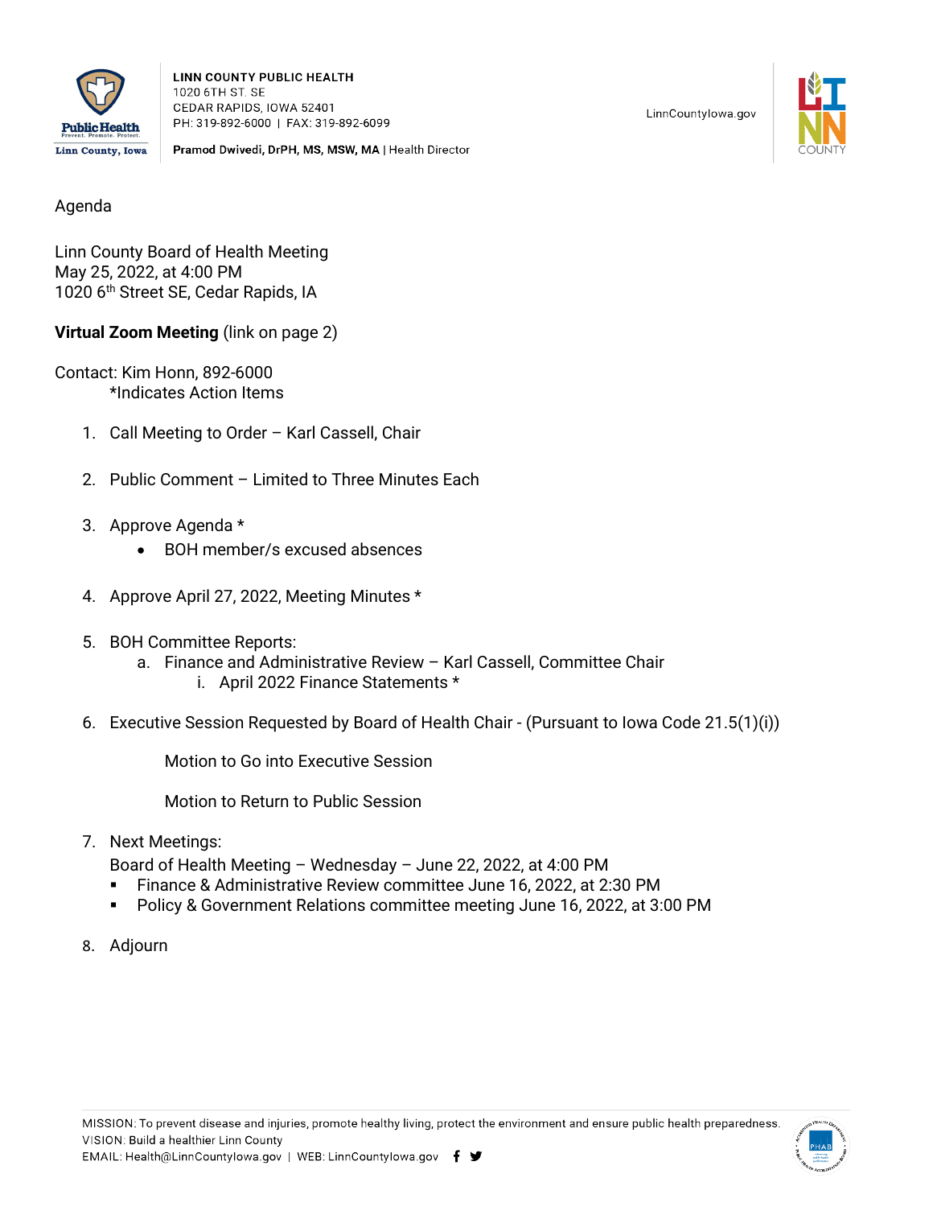LINN COUNTY PUBLIC HEALTH
1020 6TH ST. SE
CEDAR RAPIDS, IOWA 52401
PH: 319-892-6000 | FAX: 319-892-6099

**Pramod Dwivedi, DrPH, MS, MSW, MA** | Health Director

LinnCountyIowa.gov

Agenda

Linn County Board of Health Meeting
May 25, 2022, at 4:00 PM
1020 6th Street SE, Cedar Rapids, IA

**Virtual Zoom Meeting** (link on page 2)

Contact: Kim Honn, 892-6000
*Indicates Action Items

1. Call Meeting to Order – Karl Cassell, Chair

2. Public Comment – Limited to Three Minutes Each

3. Approve Agenda *
   - BOH member/s excused absences

4. Approve April 27, 2022, Meeting Minutes *

5. BOH Committee Reports:
   a. Finance and Administrative Review – Karl Cassell, Committee Chair
      i. April 2022 Finance Statements *

6. Executive Session Requested by Board of Health Chair - (Pursuant to Iowa Code 21.5(1)(i))

   Motion to Go into Executive Session

   Motion to Return to Public Session

7. Next Meetings:
   Board of Health Meeting – Wednesday – June 22, 2022, at 4:00 PM
   - Finance & Administrative Review committee June 16, 2022, at 2:30 PM
   - Policy & Government Relations committee meeting June 16, 2022, at 3:00 PM

8. Adjourn

MISSION: To prevent disease and injuries, promote healthy living, protect the environment and ensure public health preparedness.
VISION: Build a healthier Linn County
EMAIL: Health@LinnCountyIowa.gov | WEB: LinnCountyIowa.gov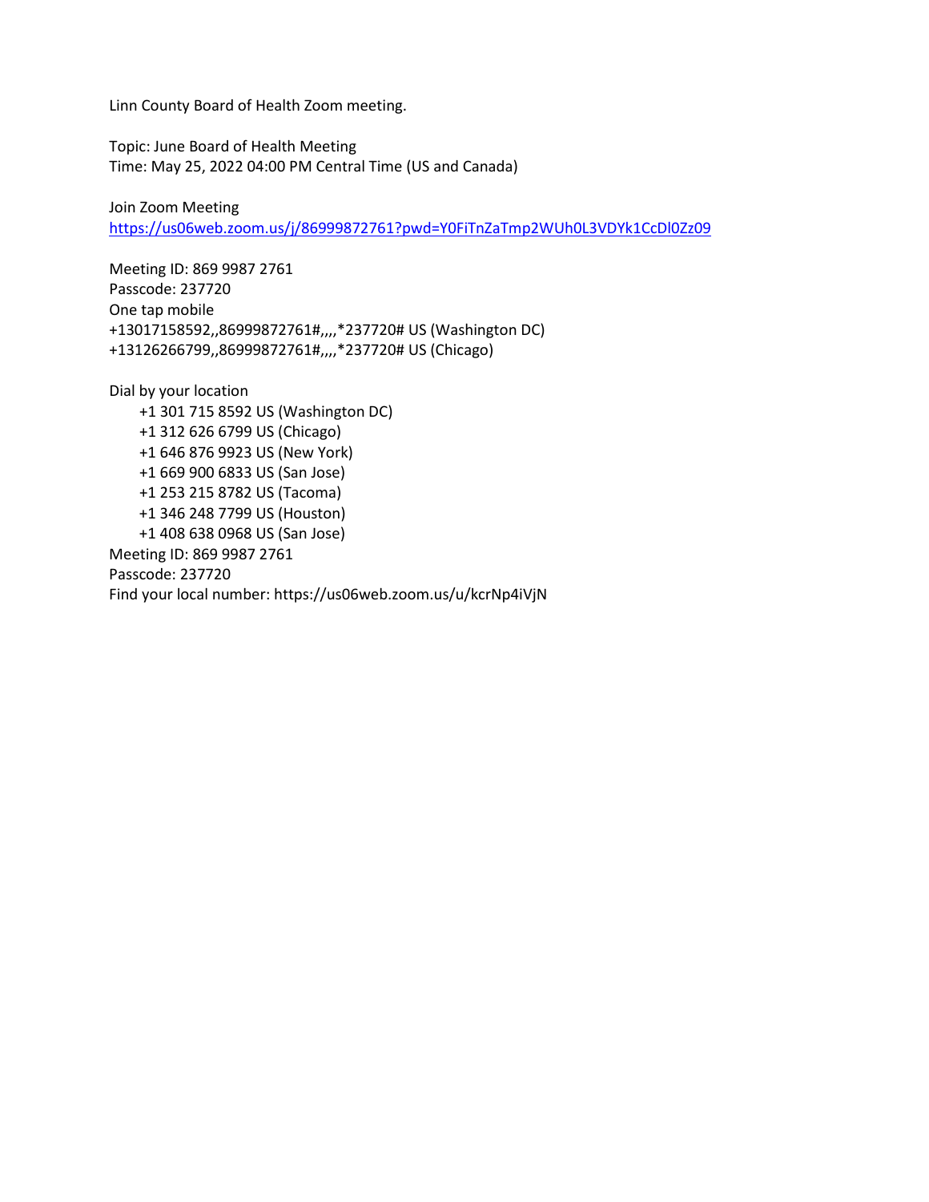Linn County Board of Health Zoom meeting.

Topic: June Board of Health Meeting
Time: May 25, 2022 04:00 PM Central Time (US and Canada)

Join Zoom Meeting
https://us06web.zoom.us/j/86999872761?pwd=Y0FiTnZaTmp2WUh0L3VDYk1CcDl0Zz09

Meeting ID: 869 9987 2761
Passcode: 237720
One tap mobile
+13017158592,,86999872761#,,,,*237720# US (Washington DC)
+13126266799,,86999872761#,,,,*237720# US (Chicago)

Dial by your location
- +1 301 715 8592 US (Washington DC)
- +1 312 626 6799 US (Chicago)
- +1 646 876 9923 US (New York)
- +1 669 900 6833 US (San Jose)
- +1 253 215 8782 US (Tacoma)
- +1 346 248 7799 US (Houston)
- +1 408 638 0968 US (San Jose)

Meeting ID: 869 9987 2761
Passcode: 237720
Find your local number: https://us06web.zoom.us/u/kcrNp4iVjN